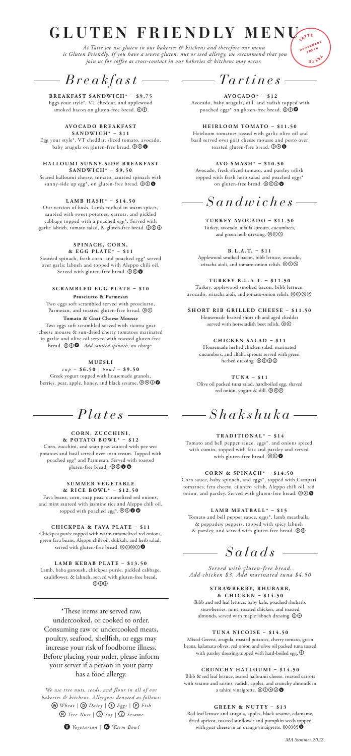# GLUTEN FRIENDLY MENU

*At Tatte we use gluten in our bakeries & kitchens and therefore our menu is Gluten Friendly. If you have a severe gluten, nut or seed allergy, we recommend that you join us for coffee as cross-contact in our bakeries & kitchens may occur.*

TATTE HOUSEMADE FRESH TATTE

## *Breakfast*

**BREAKFAST SANDWICH\* – $9.75**
Eggs your style\*, VT cheddar, and applewood smoked bacon on gluten-free bread. Ⓓ Ⓔ

**AVOCADO BREAKFAST SANDWICH\* – $11**
Egg your style\*, VT cheddar, sliced tomato, avocado, baby arugula on gluten-free bread. Ⓓ Ⓔ Ⓥ

**HALLOUMI SUNNY-SIDE BREAKFAST SANDWICH\* – $9.50**
Seared halloumi cheese, tomato, sautéed spinach with sunny-side up egg\*, on gluten-free bread. Ⓓ Ⓔ Ⓥ

**LAMB HASH\* – $14.50**
Our version of hash. Lamb cooked in warm spices, sautéed with sweet potatoes, carrots, and pickled cabbage topped with a poached egg\*. Served with garlic labneh, tomato salad, & gluten-free bread. Ⓓ Ⓔ Ⓢ

**SPINACH, CORN, & EGG PLATE\* – $11**
Sautéed spinach, fresh corn, and poached egg\* served over garlic labneh and topped with Aleppo chili oil. Served with gluten-free bread. Ⓓ Ⓔ Ⓥ

**SCRAMBLED EGG PLATE – $10**

**Prosciutto & Parmesan**
Two eggs soft scrambled served with prosciutto, Parmesan, and toasted gluten-free bread. Ⓓ Ⓔ

**Tomato & Goat Cheese Mousse**
Two eggs soft scrambled served with ricotta goat cheese mousse & sun-dried cherry tomatoes marinated in garlic and olive oil served with toasted gluten-free bread. Ⓓ Ⓔ Ⓥ *Add sautéed spinach, no charge.*

**MUESLI**
*cup* – $6.50 | *bowl* – $9.50
Greek yogurt topped with housemade granola, berries, pear, apple, honey, and black sesame. Ⓓ Ⓝ Ⓩ Ⓥ

## *Plates*

**CORN, ZUCCHINI, & POTATO BOWL\* – $12**
Corn, zucchini, and snap peas sauteed with pee wee potatoes and basil served over corn cream. Topped with poached egg\* and Parmesan. Served with toasted gluten-free bread. Ⓓ Ⓔ Ⓥ Ⓦ

**SUMMER VEGETABLE & RICE BOWL\* – $12.50**
Fava beans, corn, snap peas, caramelized red onions, and mint sauteed with jasmine rice and Aleppo chili oil, topped with poached egg\*. Ⓓ Ⓔ Ⓥ Ⓦ

**CHICKPEA & FAVA PLATE – $11**
Chickpea purée topped with warm caramelized red onions, green fava beans, Aleppo chili oil, dukkah, and herb salad, served with gluten-free bread. Ⓓ Ⓔ Ⓝ Ⓩ Ⓥ

**LAMB KEBAB PLATE – $13.50**
Lamb, baba ganoush, chickpea purée, pickled cabbage, cauliflower, & labneh, served with gluten-free bread. Ⓓ Ⓔ Ⓩ

\*These items are served raw, undercooked, or cooked to order. Consuming raw or undercooked meats, poultry, seafood, shellfish, or eggs may increase your risk of foodborne illness. Before placing your order, please inform your server if a person in your party has a food allergy.

*We use tree nuts, seeds, and flour in all of our bakeries & kitchens. Allergens denoted as follows:*
Ⓦ *Wheat* | Ⓓ *Dairy* | Ⓔ *Eggs* | Ⓕ *Fish*
Ⓝ *Tree Nuts* | Ⓢ *Soy* | Ⓩ *Sesame*

Ⓥ *Vegetarian* | Ⓦ *Warm Bowl*

## *Tartines*

**AVOCADO\* – $12**
Avocado, baby arugula, dill, and radish topped with poached eggs\* on gluten-free bread. Ⓓ Ⓔ Ⓥ

**HEIRLOOM TOMATO – $11.50**
Heirloom tomatoes tossed with garlic olive oil and basil served over goat cheese mousse and pesto over toasted gluten-free bread. Ⓓ Ⓝ Ⓥ

**AVO SMASH\* – $10.50**
Avocado, fresh sliced tomato, and parsley relish topped with fresh herb salad and poached eggs\* on gluten-free bread. Ⓓ Ⓔ Ⓢ Ⓥ

## *Sandwiches*

**TURKEY AVOCADO – $11.50**
Turkey, avocado, alfalfa sprouts, cucumbers, and green herb dressing. Ⓓ Ⓔ Ⓢ

**B.L.A.T. – $11**
Applewood smoked bacon, bibb lettuce, avocado, sriracha aioli, and tomato-onion relish. Ⓓ Ⓔ Ⓢ

**TURKEY B.L.A.T. – $11.50**
Turkey, applewood smoked bacon, bibb lettuce, avocado, sriracha aioli, and tomato-onion relish. Ⓓ Ⓔ Ⓢ Ⓩ

**SHORT RIB GRILLED CHEESE – $11.50**
Housemade braised short rib and aged cheddar served with horseradish beet relish. Ⓓ Ⓔ

**CHICKEN SALAD – $11**
Housemade herbed chicken salad, marinated cucumbers, and alfalfa sprouts served with green herbed dressing. Ⓓ Ⓔ Ⓢ Ⓩ

**TUNA – $11**
Olive oil packed tuna salad, hardboiled egg, shaved red onion, yogurt & dill. Ⓓ Ⓔ Ⓕ

## *Shakshuka*

**TRADITIONAL\* – $14**
Tomato and bell pepper sauce, eggs\*, and onions spiced with cumin, topped with feta and parsley and served with gluten-free bread. Ⓓ Ⓔ Ⓥ

**CORN & SPINACH\* – $14.50**
Corn sauce, baby spinach, and eggs\*, topped with Campari tomatoes, feta cheese, cilantro relish, Aleppo chili oil, red onion, and parsley. Served with gluten-free bread. Ⓓ Ⓔ Ⓥ

**LAMB MEATBALL\* – $15**
Tomato and bell pepper sauce, eggs\*, lamb meatballs, & peppadew peppers, topped with spicy labneh & parsley, and served with gluten-free bread. Ⓓ Ⓔ

## *Salads*

*Served with gluten-free bread. Add chicken $3, Add marinated tuna $4.50*

**STRAWBERRY, RHUBARB, & CHICKEN – $14.50**
Bibb and red leaf lettuce, baby kale, poached rhubarb, strawberries, mint, roasted chicken, and toasted almonds, served with maple labneh dressing. Ⓓ Ⓝ

**TUNA NICOISE – $14.50**
Mixed Greens, arugula, roasted potatoes, cherry tomato, green beans, kalamata olives, red onion and olive oil packed tuna tossed with parsley dressing topped with hard-boiled egg. Ⓔ

**CRUNCHY HALLOUMI – $14.50**
Bibb & red leaf lettuce, seared halloumi cheese, roasted carrots with sesame and raisins, radish, apples, and crunchy almonds in a tahini vinaigrette. Ⓓ Ⓔ Ⓝ Ⓩ Ⓥ

**GREEN & NUTTY – $13**
Red leaf lettuce and arugula, apples, black sesame, edamame, dried apricot, toasted sunflower and pumpkin seeds topped with goat cheese in an orange vinaigrette. Ⓓ Ⓢ Ⓩ Ⓥ

*MA Summer 2022*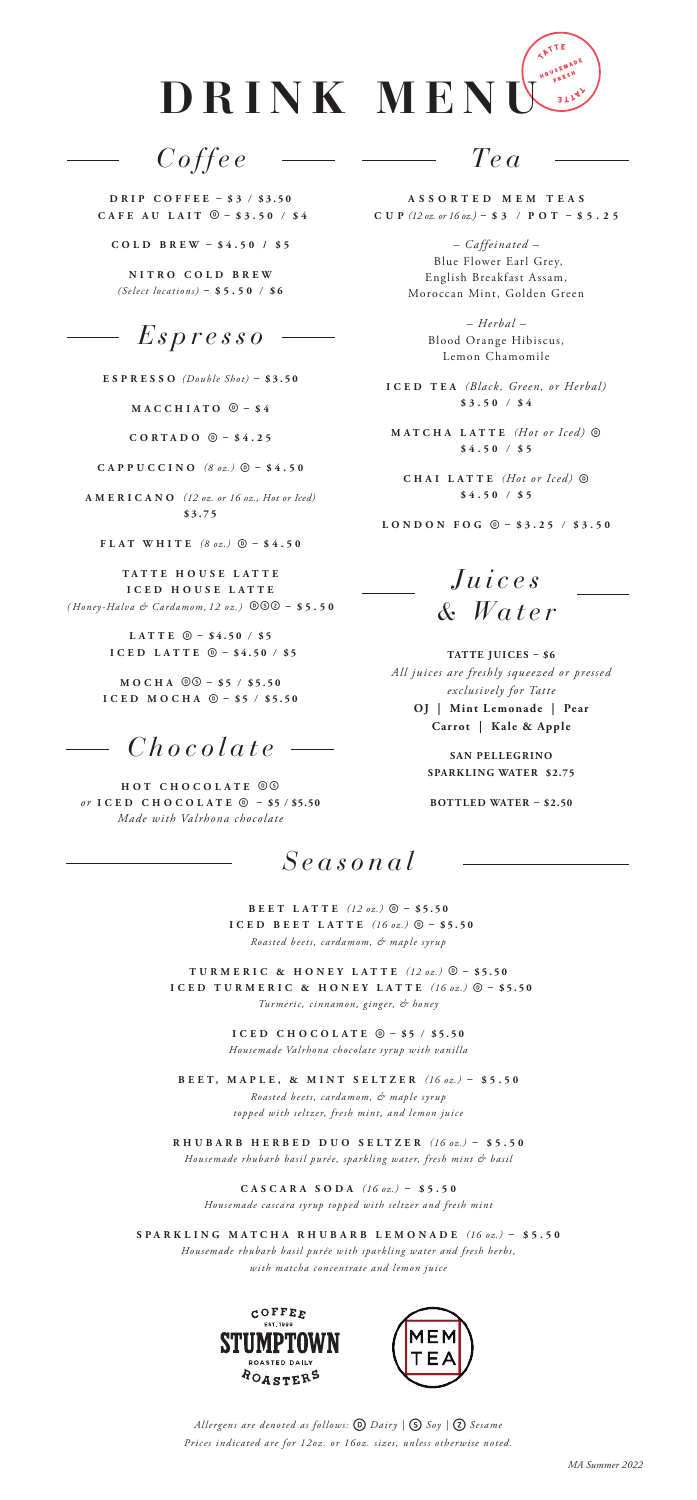# DRINK MENU

TATTE HOUSEMADE FRESH TATTE

## Coffee

**DRIP COFFEE** – $3 / $3.50
**CAFE AU LAIT** Ⓓ – $3.50 / $4

**COLD BREW** – $4.50 / $5

**NITRO COLD BREW**
*(Select locations)* – $5.50 / $6

## Espresso

**ESPRESSO** *(Double Shot)* – $3.50

**MACCHIATO** Ⓓ – $4

**CORTADO** Ⓓ – $4.25

**CAPPUCCINO** *(8 oz.)* Ⓓ – $4.50

**AMERICANO** *(12 oz. or 16 oz., Hot or Iced)*
$3.75

**FLAT WHITE** *(8 oz.)* Ⓓ – $4.50

**TATTE HOUSE LATTE**
**ICED HOUSE LATTE**
*(Honey-Halva & Cardamom, 12 oz.)* ⒹⓈⓏ – $5.50

**LATTE** Ⓓ – $4.50 / $5
**ICED LATTE** Ⓓ – $4.50 / $5

**MOCHA** ⒹⓈ – $5 / $5.50
**ICED MOCHA** Ⓓ – $5 / $5.50

## Chocolate

**HOT CHOCOLATE** ⒹⓈ
*or* **ICED CHOCOLATE** Ⓓ – $5 / $5.50
*Made with Valrhona chocolate*

## Tea

**ASSORTED MEM TEAS**
**CUP** *(12 oz. or 16 oz.)* – $3 / **POT** – $5.25

*– Caffeinated –*
Blue Flower Earl Grey,
English Breakfast Assam,
Moroccan Mint, Golden Green

*– Herbal –*
Blood Orange Hibiscus,
Lemon Chamomile

**ICED TEA** *(Black, Green, or Herbal)*
$3.50 / $4

**MATCHA LATTE** *(Hot or Iced)* Ⓓ
$4.50 / $5

**CHAI LATTE** *(Hot or Iced)* Ⓓ
$4.50 / $5

**LONDON FOG** Ⓓ – $3.25 / $3.50

## Juices & Water

**TATTE JUICES – $6**
*All juices are freshly squeezed or pressed exclusively for Tatte*
**OJ | Mint Lemonade | Pear**
**Carrot | Kale & Apple**

**SAN PELLEGRINO**
**SPARKLING WATER $2.75**

**BOTTLED WATER – $2.50**

## Seasonal

**BEET LATTE** *(12 oz.)* Ⓓ – $5.50
**ICED BEET LATTE** *(16 oz.)* Ⓓ – $5.50
*Roasted beets, cardamom, & maple syrup*

**TURMERIC & HONEY LATTE** *(12 oz.)* Ⓓ – $5.50
**ICED TURMERIC & HONEY LATTE** *(16 oz.)* Ⓓ – $5.50
*Turmeric, cinnamon, ginger, & honey*

**ICED CHOCOLATE** Ⓓ – $5 / $5.50
*Housemade Valrhona chocolate syrup with vanilla*

**BEET, MAPLE, & MINT SELTZER** *(16 oz.)* – $5.50
*Roasted beets, cardamom, & maple syrup*
*topped with seltzer, fresh mint, and lemon juice*

**RHUBARB HERBED DUO SELTZER** *(16 oz.)* – $5.50
*Housemade rhubarb basil purée, sparkling water, fresh mint & basil*

**CASCARA SODA** *(16 oz.)* – $5.50
*Housemade cascara syrup topped with seltzer and fresh mint*

**SPARKLING MATCHA RHUBARB LEMONADE** *(16 oz.)* – $5.50
*Housemade rhubarb basil purée with sparkling water and fresh herbs,*
*with matcha concentrate and lemon juice*

COFFEE EST. 1999 STUMPTOWN ROASTED DAILY ROASTERS

MEM TEA

*Allergens are denoted as follows:* Ⓓ *Dairy* | Ⓢ *Soy* | Ⓩ *Sesame*
*Prices indicated are for 12oz. or 16oz. sizes, unless otherwise noted.*

*MA Summer 2022*